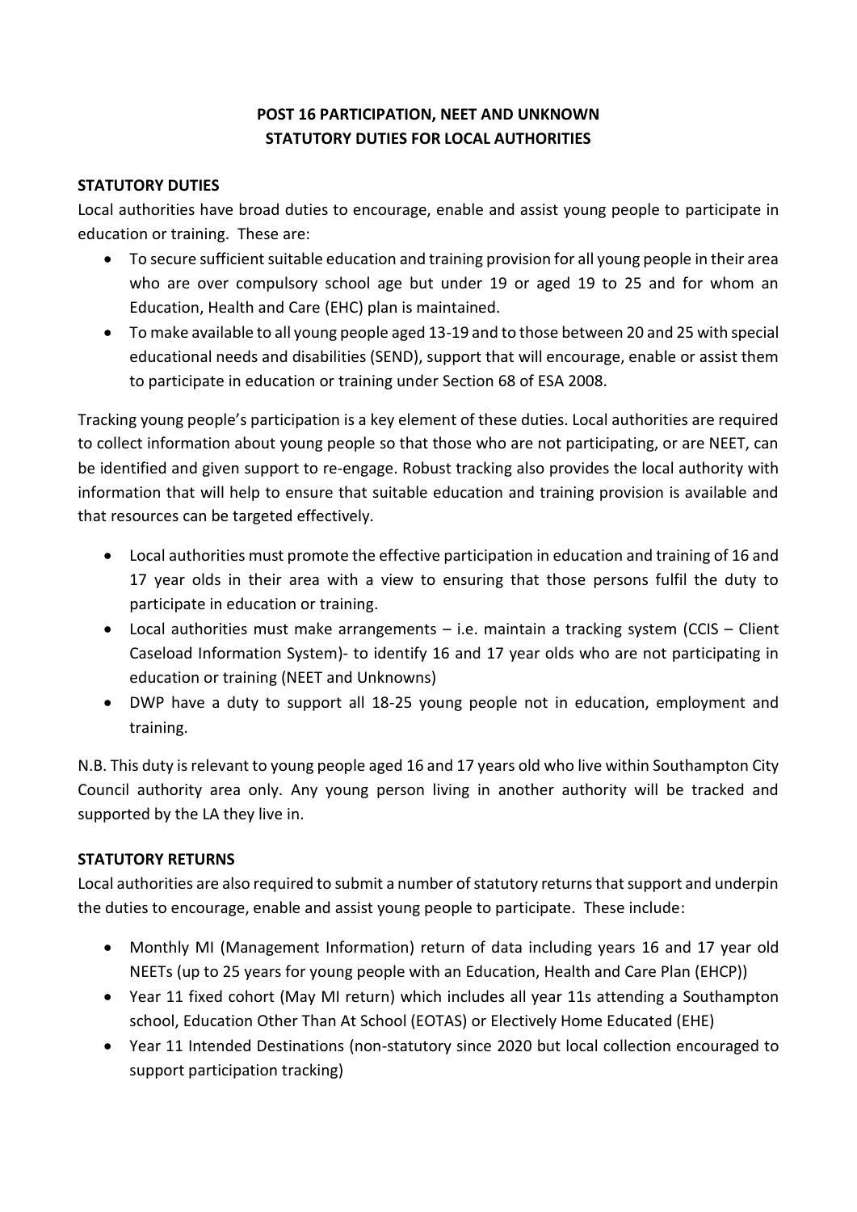# POST 16 PARTICIPATION, NEET AND UNKNOWN STATUTORY DUTIES FOR LOCAL AUTHORITIES

## STATUTORY DUTIES

Local authorities have broad duties to encourage, enable and assist young people to participate in education or training. These are:

- To secure sufficient suitable education and training provision for all young people in their area who are over compulsory school age but under 19 or aged 19 to 25 and for whom an Education, Health and Care (EHC) plan is maintained.
- To make available to all young people aged 13-19 and to those between 20 and 25 with special educational needs and disabilities (SEND), support that will encourage, enable or assist them to participate in education or training under Section 68 of ESA 2008.

Tracking young people's participation is a key element of these duties. Local authorities are required to collect information about young people so that those who are not participating, or are NEET, can be identified and given support to re-engage. Robust tracking also provides the local authority with information that will help to ensure that suitable education and training provision is available and that resources can be targeted effectively.

- Local authorities must promote the effective participation in education and training of 16 and 17 year olds in their area with a view to ensuring that those persons fulfil the duty to participate in education or training.
- Local authorities must make arrangements – i.e. maintain a tracking system (CCIS – Client Caseload Information System)- to identify 16 and 17 year olds who are not participating in education or training (NEET and Unknowns)
- DWP have a duty to support all 18-25 young people not in education, employment and training.

N.B. This duty is relevant to young people aged 16 and 17 years old who live within Southampton City Council authority area only. Any young person living in another authority will be tracked and supported by the LA they live in.

## STATUTORY RETURNS

Local authorities are also required to submit a number of statutory returns that support and underpin the duties to encourage, enable and assist young people to participate. These include:

- Monthly MI (Management Information) return of data including years 16 and 17 year old NEETs (up to 25 years for young people with an Education, Health and Care Plan (EHCP))
- Year 11 fixed cohort (May MI return) which includes all year 11s attending a Southampton school, Education Other Than At School (EOTAS) or Electively Home Educated (EHE)
- Year 11 Intended Destinations (non-statutory since 2020 but local collection encouraged to support participation tracking)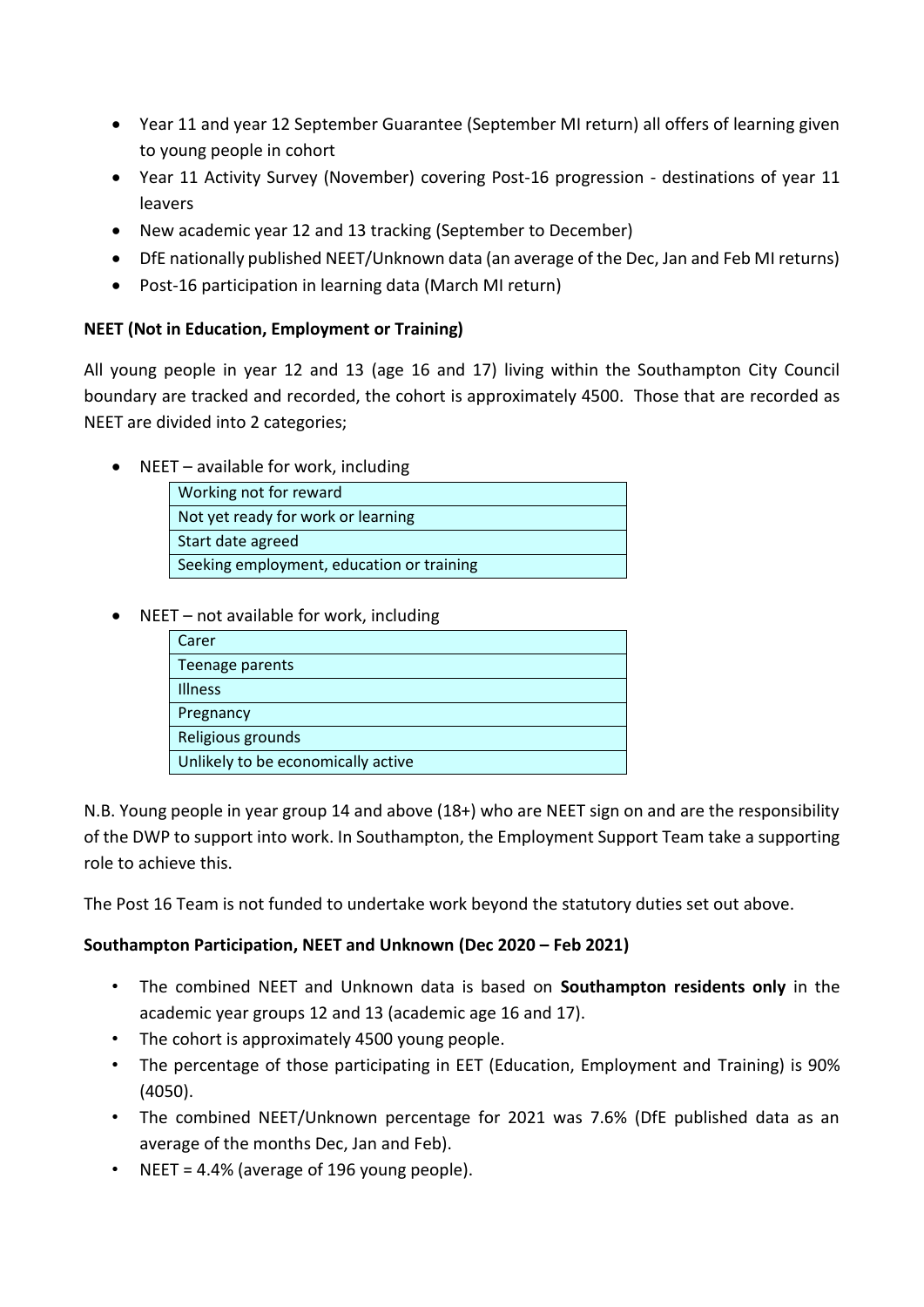- Year 11 and year 12 September Guarantee (September MI return) all offers of learning given to young people in cohort
- Year 11 Activity Survey (November) covering Post-16 progression - destinations of year 11 leavers
- New academic year 12 and 13 tracking (September to December)
- DfE nationally published NEET/Unknown data (an average of the Dec, Jan and Feb MI returns)
- Post-16 participation in learning data (March MI return)

**NEET (Not in Education, Employment or Training)**

All young people in year 12 and 13 (age 16 and 17) living within the Southampton City Council boundary are tracked and recorded, the cohort is approximately 4500. Those that are recorded as NEET are divided into 2 categories;

- NEET – available for work, including

| Working not for reward |
|---|
| Not yet ready for work or learning |
| Start date agreed |
| Seeking employment, education or training |

- NEET – not available for work, including

| Carer |
|---|
| Teenage parents |
| Illness |
| Pregnancy |
| Religious grounds |
| Unlikely to be economically active |

N.B. Young people in year group 14 and above (18+) who are NEET sign on and are the responsibility of the DWP to support into work. In Southampton, the Employment Support Team take a supporting role to achieve this.

The Post 16 Team is not funded to undertake work beyond the statutory duties set out above.

**Southampton Participation, NEET and Unknown (Dec 2020 – Feb 2021)**

- The combined NEET and Unknown data is based on **Southampton residents only** in the academic year groups 12 and 13 (academic age 16 and 17).
- The cohort is approximately 4500 young people.
- The percentage of those participating in EET (Education, Employment and Training) is 90% (4050).
- The combined NEET/Unknown percentage for 2021 was 7.6% (DfE published data as an average of the months Dec, Jan and Feb).
- NEET = 4.4% (average of 196 young people).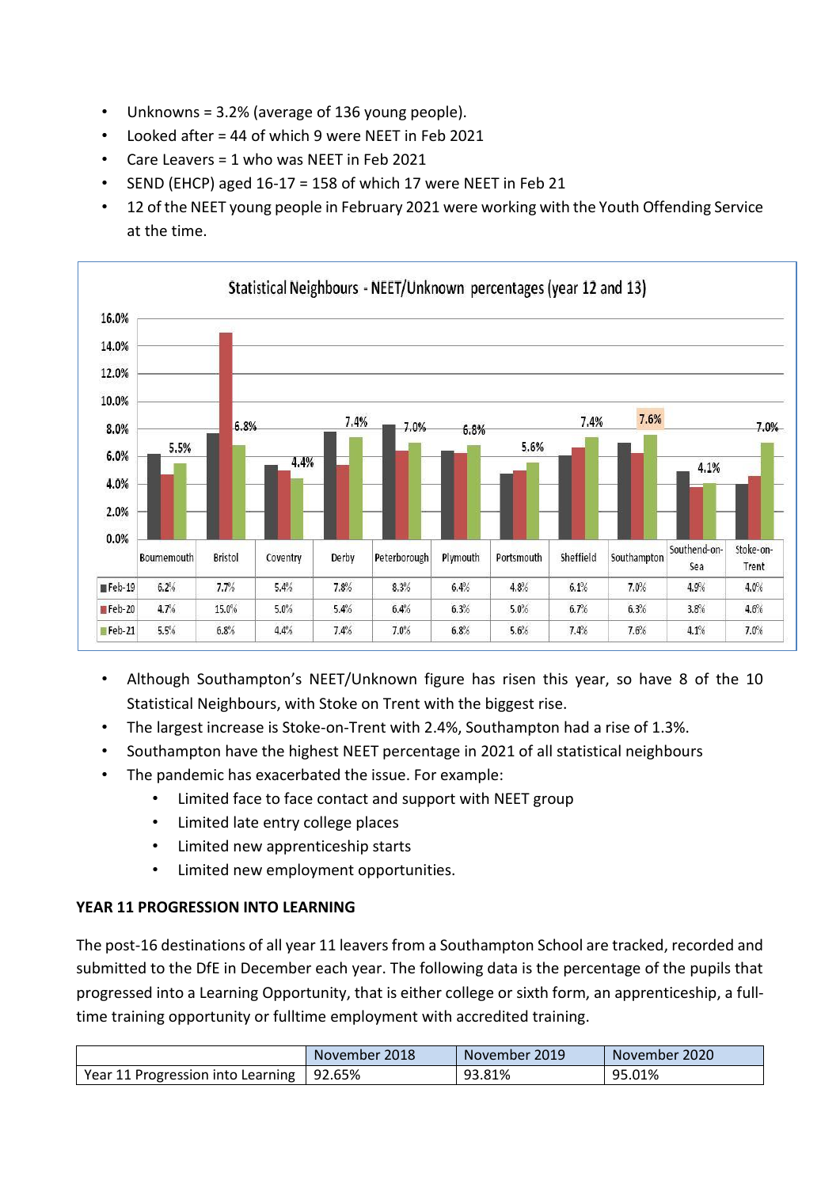- Unknowns = 3.2% (average of 136 young people).
- Looked after = 44 of which 9 were NEET in Feb 2021
- Care Leavers = 1 who was NEET in Feb 2021
- SEND (EHCP) aged 16-17 = 158 of which 17 were NEET in Feb 21
- 12 of the NEET young people in February 2021 were working with the Youth Offending Service at the time.

**Statistical Neighbours - NEET/Unknown percentages (year 12 and 13)**

| | Bournemouth | Bristol | Coventry | Derby | Peterborough | Plymouth | Portsmouth | Sheffield | Southampton | Southend-on-Sea | Stoke-on-Trent |
|---|---|---|---|---|---|---|---|---|---|---|---|
| Feb-19 | 6.2% | 7.7% | 5.4% | 7.8% | 8.3% | 6.4% | 4.8% | 6.1% | 7.0% | 4.9% | 4.0% |
| Feb-20 | 4.7% | 15.0% | 5.0% | 5.4% | 6.4% | 6.3% | 5.0% | 6.7% | 6.3% | 3.8% | 4.6% |
| Feb-21 | 5.5% | 6.8% | 4.4% | 7.4% | 7.0% | 6.8% | 5.6% | 7.4% | 7.6% | 4.1% | 7.0% |

- Although Southampton's NEET/Unknown figure has risen this year, so have 8 of the 10 Statistical Neighbours, with Stoke on Trent with the biggest rise.
- The largest increase is Stoke-on-Trent with 2.4%, Southampton had a rise of 1.3%.
- Southampton have the highest NEET percentage in 2021 of all statistical neighbours
- The pandemic has exacerbated the issue. For example:
  - Limited face to face contact and support with NEET group
  - Limited late entry college places
  - Limited new apprenticeship starts
  - Limited new employment opportunities.

**YEAR 11 PROGRESSION INTO LEARNING**

The post-16 destinations of all year 11 leavers from a Southampton School are tracked, recorded and submitted to the DfE in December each year. The following data is the percentage of the pupils that progressed into a Learning Opportunity, that is either college or sixth form, an apprenticeship, a full-time training opportunity or fulltime employment with accredited training.

| | November 2018 | November 2019 | November 2020 |
|---|---|---|---|
| Year 11 Progression into Learning | 92.65% | 93.81% | 95.01% |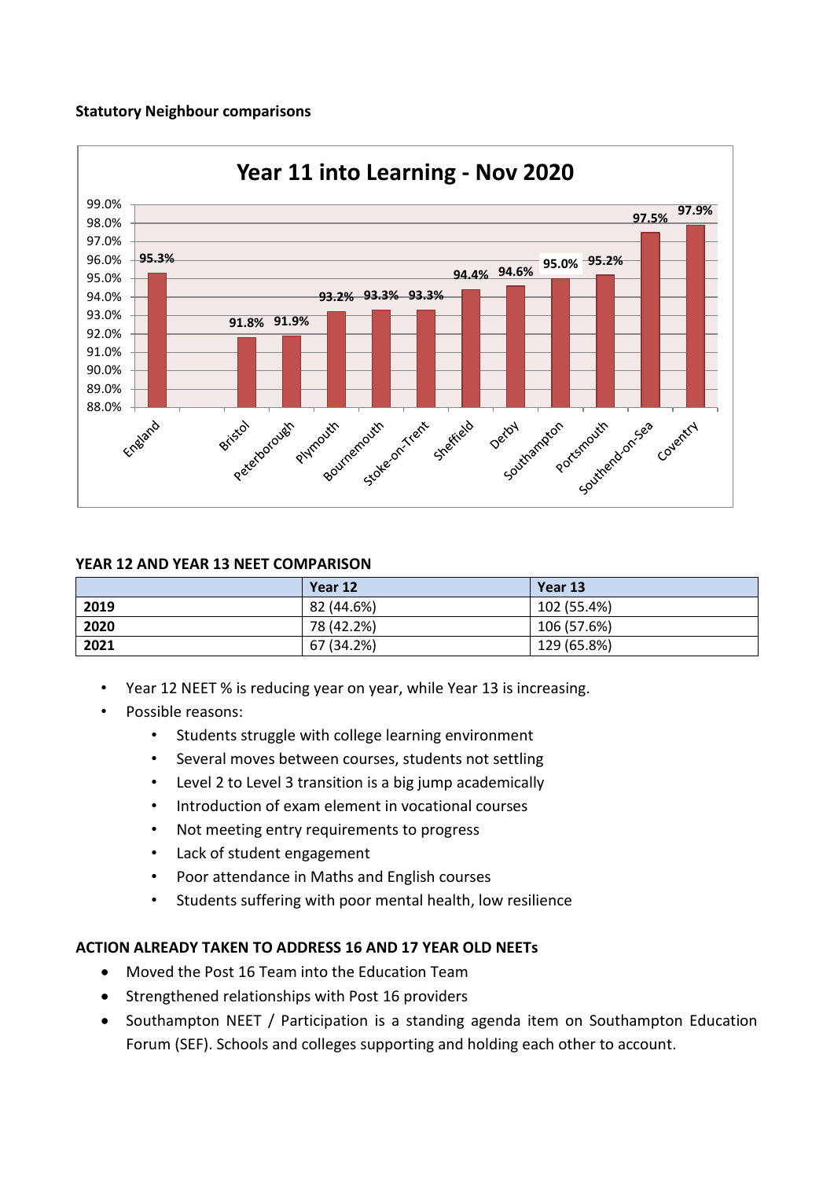**Statutory Neighbour comparisons**

**Year 11 into Learning - Nov 2020**

| Area | % |
|---|---|
| England | 95.3% |
| Bristol | 91.8% |
| Peterborough | 91.9% |
| Plymouth | 93.2% |
| Bournemouth | 93.3% |
| Stoke-on-Trent | 93.3% |
| Sheffield | 94.4% |
| Derby | 94.6% |
| Southampton | 95.0% |
| Portsmouth | 95.2% |
| Southend-on-Sea | 97.5% |
| Coventry | 97.9% |

**YEAR 12 AND YEAR 13 NEET COMPARISON**

| | Year 12 | Year 13 |
|---|---|---|
| **2019** | 82 (44.6%) | 102 (55.4%) |
| **2020** | 78 (42.2%) | 106 (57.6%) |
| **2021** | 67 (34.2%) | 129 (65.8%) |

- Year 12 NEET % is reducing year on year, while Year 13 is increasing.
- Possible reasons:
    - Students struggle with college learning environment
    - Several moves between courses, students not settling
    - Level 2 to Level 3 transition is a big jump academically
    - Introduction of exam element in vocational courses
    - Not meeting entry requirements to progress
    - Lack of student engagement
    - Poor attendance in Maths and English courses
    - Students suffering with poor mental health, low resilience

**ACTION ALREADY TAKEN TO ADDRESS 16 AND 17 YEAR OLD NEETs**

- Moved the Post 16 Team into the Education Team
- Strengthened relationships with Post 16 providers
- Southampton NEET / Participation is a standing agenda item on Southampton Education Forum (SEF). Schools and colleges supporting and holding each other to account.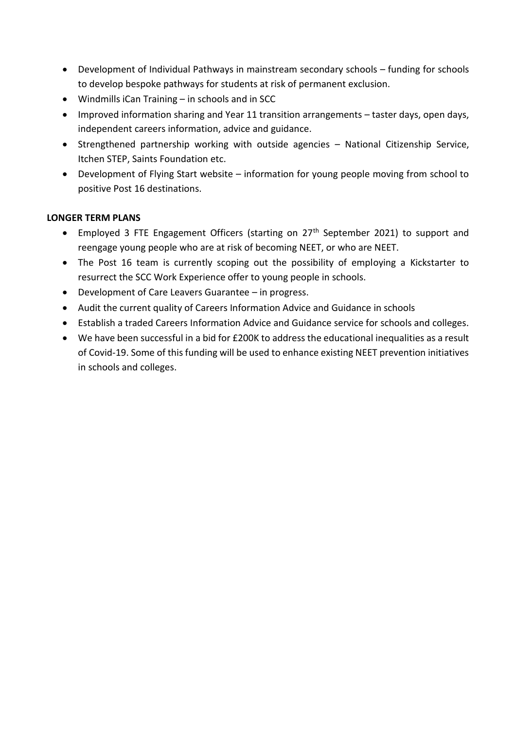- Development of Individual Pathways in mainstream secondary schools – funding for schools to develop bespoke pathways for students at risk of permanent exclusion.
- Windmills iCan Training – in schools and in SCC
- Improved information sharing and Year 11 transition arrangements – taster days, open days, independent careers information, advice and guidance.
- Strengthened partnership working with outside agencies – National Citizenship Service, Itchen STEP, Saints Foundation etc.
- Development of Flying Start website – information for young people moving from school to positive Post 16 destinations.

**LONGER TERM PLANS**

- Employed 3 FTE Engagement Officers (starting on 27th September 2021) to support and reengage young people who are at risk of becoming NEET, or who are NEET.
- The Post 16 team is currently scoping out the possibility of employing a Kickstarter to resurrect the SCC Work Experience offer to young people in schools.
- Development of Care Leavers Guarantee – in progress.
- Audit the current quality of Careers Information Advice and Guidance in schools
- Establish a traded Careers Information Advice and Guidance service for schools and colleges.
- We have been successful in a bid for £200K to address the educational inequalities as a result of Covid-19. Some of this funding will be used to enhance existing NEET prevention initiatives in schools and colleges.